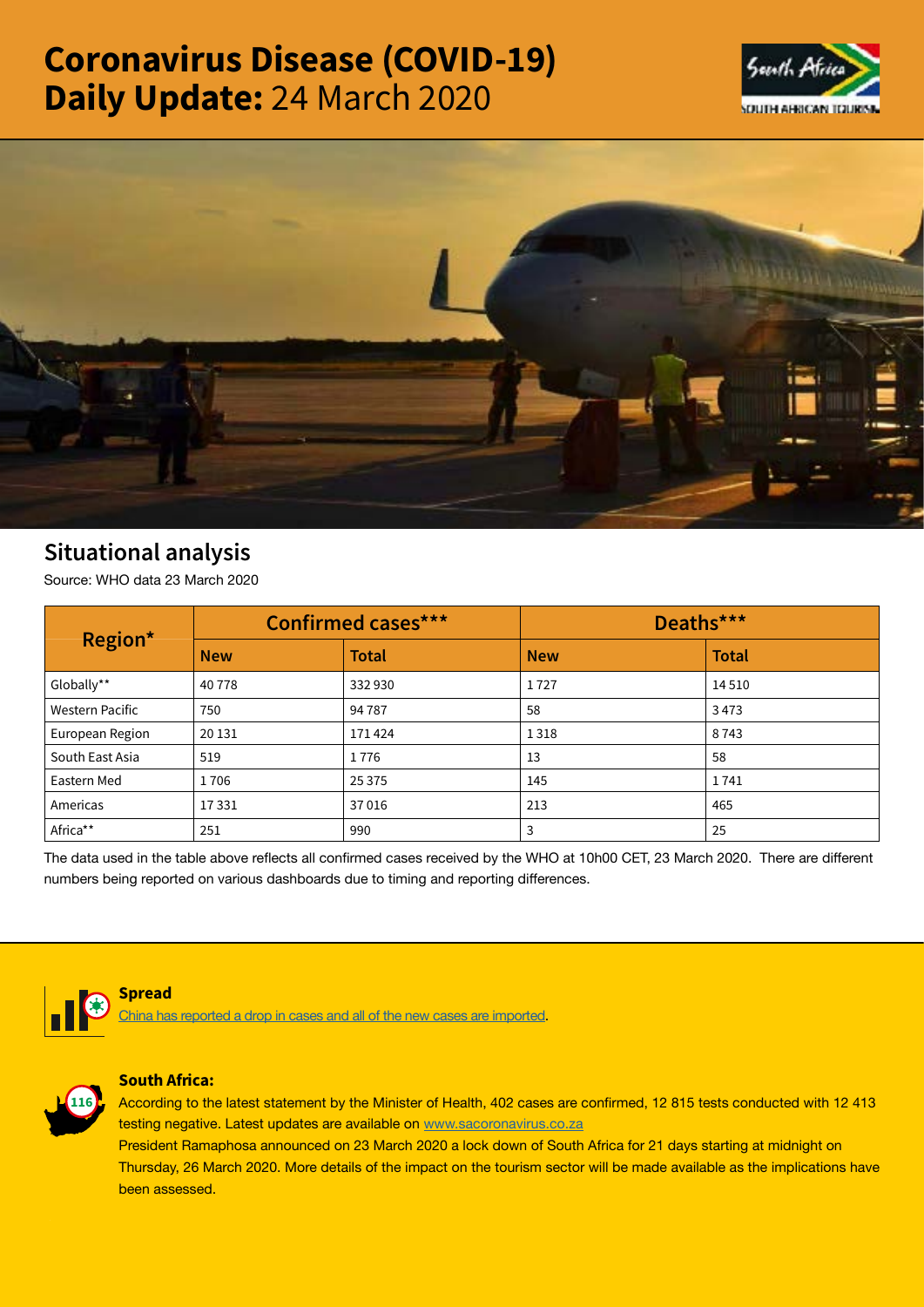# Coronavirus Disease (COVID-19) Daily Update: 24 March 2020

## Situational analysis

Source: WHO data 23 March 2020

| Region* | Confirmed cases*** | | Deaths*** | |
|---|---|---|---|---|
| | New | Total | New | Total |
| Globally** | 40 778 | 332 930 | 1 727 | 14 510 |
| Western Pacific | 750 | 94 787 | 58 | 3 473 |
| European Region | 20 131 | 171 424 | 1 318 | 8 743 |
| South East Asia | 519 | 1 776 | 13 | 58 |
| Eastern Med | 1 706 | 25 375 | 145 | 1 741 |
| Americas | 17 331 | 37 016 | 213 | 465 |
| Africa** | 251 | 990 | 3 | 25 |

The data used in the table above reflects all confirmed cases received by the WHO at 10h00 CET, 23 March 2020. There are different numbers being reported on various dashboards due to timing and reporting differences.

**Spread**

China has reported a drop in cases and all of the new cases are imported.

**South Africa:**

According to the latest statement by the Minister of Health, 402 cases are confirmed, 12 815 tests conducted with 12 413 testing negative. Latest updates are available on www.sacoronavirus.co.za

President Ramaphosa announced on 23 March 2020 a lock down of South Africa for 21 days starting at midnight on Thursday, 26 March 2020. More details of the impact on the tourism sector will be made available as the implications have been assessed.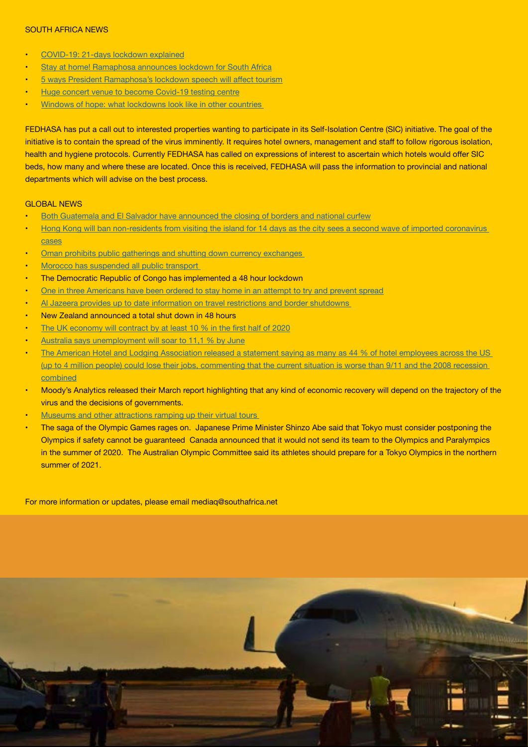SOUTH AFRICA NEWS

- COVID-19: 21-days lockdown explained
- Stay at home! Ramaphosa announces lockdown for South Africa
- 5 ways President Ramaphosa's lockdown speech will affect tourism
- Huge concert venue to become Covid-19 testing centre
- Windows of hope: what lockdowns look like in other countries

FEDHASA has put a call out to interested properties wanting to participate in its Self-Isolation Centre (SIC) initiative. The goal of the initiative is to contain the spread of the virus imminently. It requires hotel owners, management and staff to follow rigorous isolation, health and hygiene protocols. Currently FEDHASA has called on expressions of interest to ascertain which hotels would offer SIC beds, how many and where these are located. Once this is received, FEDHASA will pass the information to provincial and national departments which will advise on the best process.

GLOBAL NEWS

- Both Guatemala and El Salvador have announced the closing of borders and national curfew
- Hong Kong will ban non-residents from visiting the island for 14 days as the city sees a second wave of imported coronavirus cases
- Oman prohibits public gatherings and shutting down currency exchanges
- Morocco has suspended all public transport
- The Democratic Republic of Congo has implemented a 48 hour lockdown
- One in three Americans have been ordered to stay home in an attempt to try and prevent spread
- Al Jazeera provides up to date information on travel restrictions and border shutdowns
- New Zealand announced a total shut down in 48 hours
- The UK economy will contract by at least 10 % in the first half of 2020
- Australia says unemployment will soar to 11,1 % by June
- The American Hotel and Lodging Association released a statement saying as many as 44 % of hotel employees across the US (up to 4 million people) could lose their jobs, commenting that the current situation is worse than 9/11 and the 2008 recession combined
- Moody's Analytics released their March report highlighting that any kind of economic recovery will depend on the trajectory of the virus and the decisions of governments.
- Museums and other attractions ramping up their virtual tours
- The saga of the Olympic Games rages on. Japanese Prime Minister Shinzo Abe said that Tokyo must consider postponing the Olympics if safety cannot be guaranteed Canada announced that it would not send its team to the Olympics and Paralympics in the summer of 2020. The Australian Olympic Committee said its athletes should prepare for a Tokyo Olympics in the northern summer of 2021.

For more information or updates, please email mediaq@southafrica.net